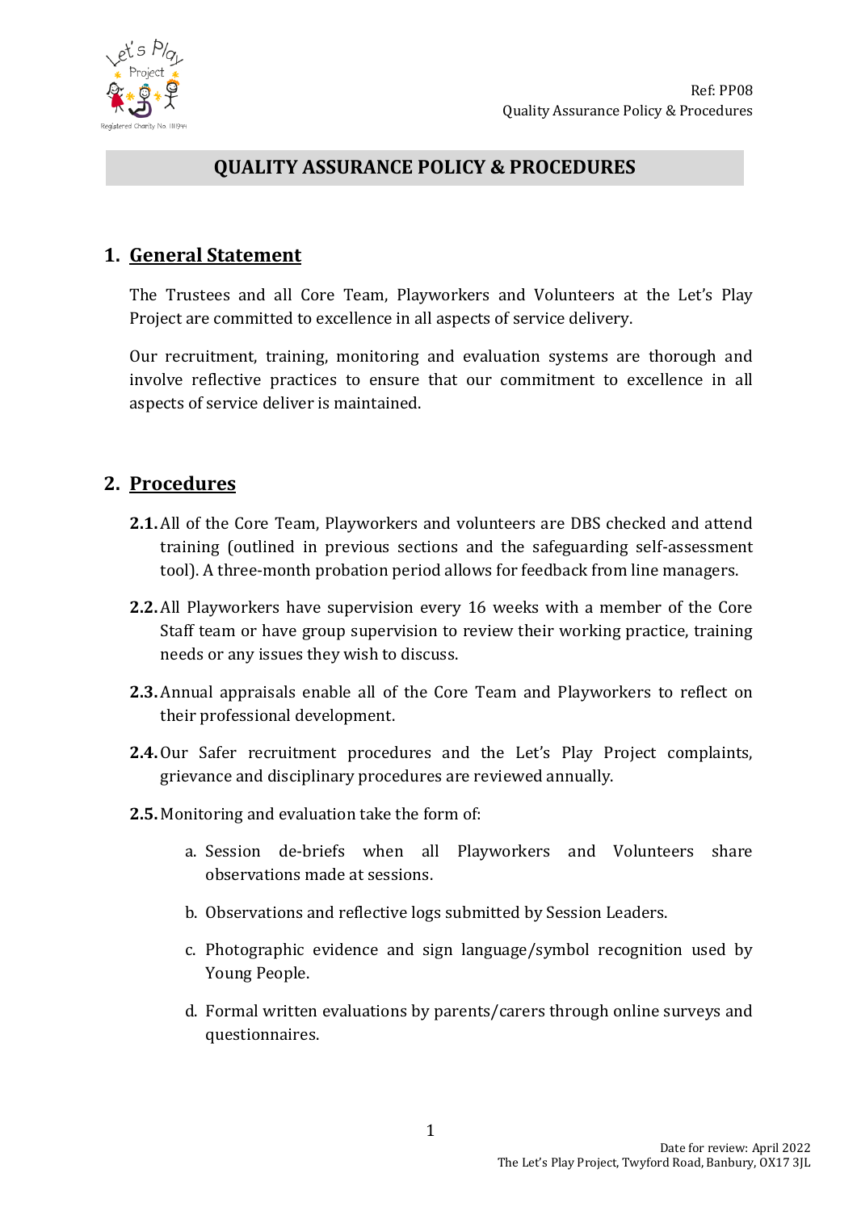# QUALITY ASSURANCE POLICY & PROCEDURES

## 1. General Statement

The Trustees and all Core Team, Playworkers and Volunteers at the Let's Play Project are committed to excellence in all aspects of service delivery.

Our recruitment, training, monitoring and evaluation systems are thorough and involve reflective practices to ensure that our commitment to excellence in all aspects of service deliver is maintained.

## 2. Procedures

**2.1.** All of the Core Team, Playworkers and volunteers are DBS checked and attend training (outlined in previous sections and the safeguarding self-assessment tool). A three-month probation period allows for feedback from line managers.

**2.2.** All Playworkers have supervision every 16 weeks with a member of the Core Staff team or have group supervision to review their working practice, training needs or any issues they wish to discuss.

**2.3.** Annual appraisals enable all of the Core Team and Playworkers to reflect on their professional development.

**2.4.** Our Safer recruitment procedures and the Let's Play Project complaints, grievance and disciplinary procedures are reviewed annually.

**2.5.** Monitoring and evaluation take the form of:

a. Session de-briefs when all Playworkers and Volunteers share observations made at sessions.

b. Observations and reflective logs submitted by Session Leaders.

c. Photographic evidence and sign language/symbol recognition used by Young People.

d. Formal written evaluations by parents/carers through online surveys and questionnaires.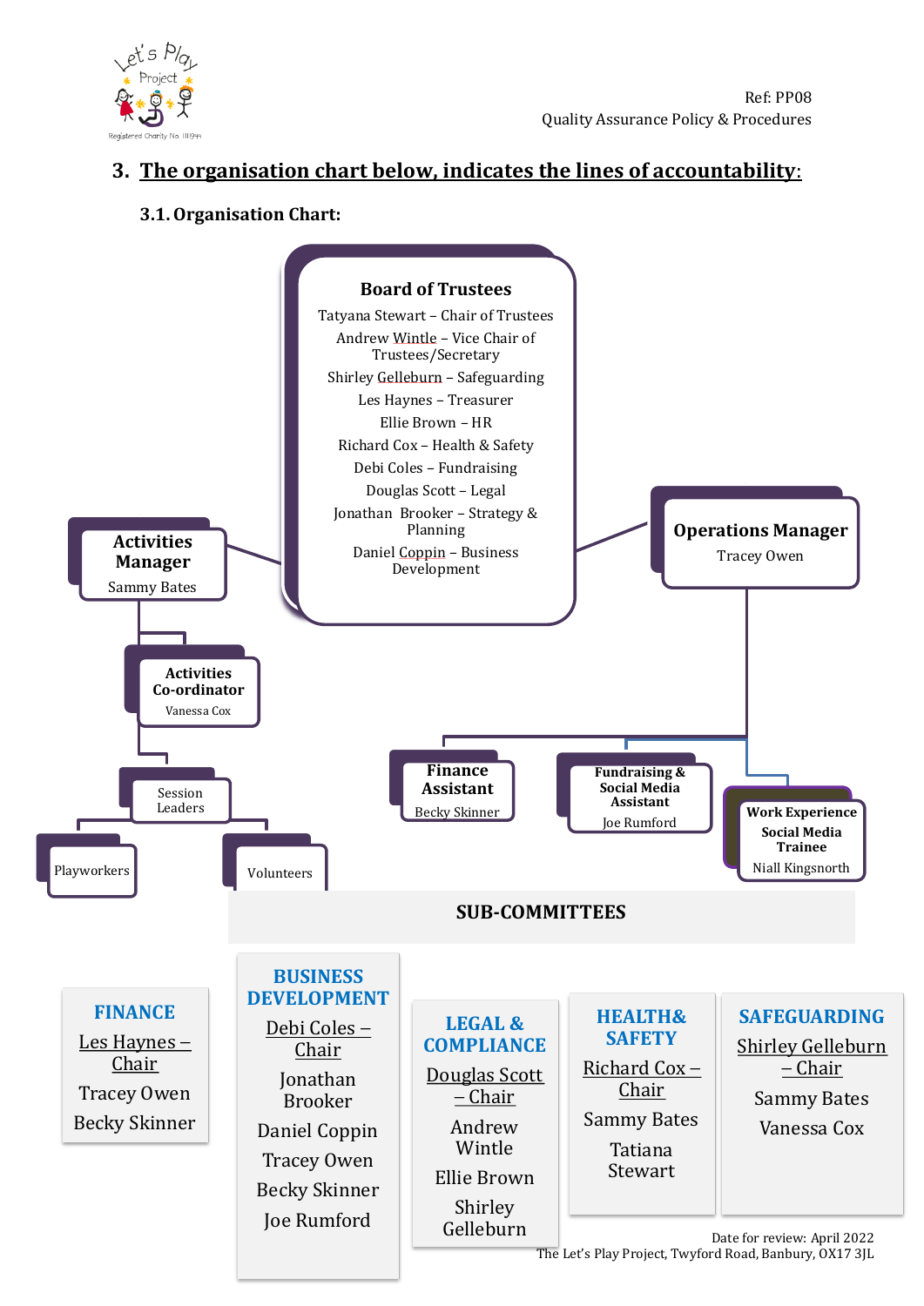## 3. The organisation chart below, indicates the lines of accountability:

### 3.1. Organisation Chart:

**Board of Trustees**

- Tatyana Stewart – Chair of Trustees
- Andrew Wintle – Vice Chair of Trustees/Secretary
- Shirley Gelleburn – Safeguarding
- Les Haynes – Treasurer
- Ellie Brown – HR
- Richard Cox – Health & Safety
- Debi Coles – Fundraising
- Douglas Scott – Legal
- Jonathan Brooker – Strategy & Planning
- Daniel Coppin – Business Development

**Activities Manager**
Sammy Bates

- **Activities Co-ordinator**
  Vanessa Cox
  - Session Leaders
    - Playworkers
    - Volunteers

**Operations Manager**
Tracey Owen

- **Finance Assistant**
  Becky Skinner
- **Fundraising & Social Media Assistant**
  Joe Rumford
- **Work Experience Social Media Trainee**
  Niall Kingsnorth

**SUB-COMMITTEES**

**FINANCE**
- Les Haynes – Chair
- Tracey Owen
- Becky Skinner

**BUSINESS DEVELOPMENT**
- Debi Coles – Chair
- Jonathan Brooker
- Daniel Coppin
- Tracey Owen
- Becky Skinner
- Joe Rumford

**LEGAL & COMPLIANCE**
- Douglas Scott – Chair
- Andrew Wintle
- Ellie Brown
- Shirley Gelleburn

**HEALTH& SAFETY**
- Richard Cox – Chair
- Sammy Bates
- Tatiana Stewart

**SAFEGUARDING**
- Shirley Gelleburn – Chair
- Sammy Bates
- Vanessa Cox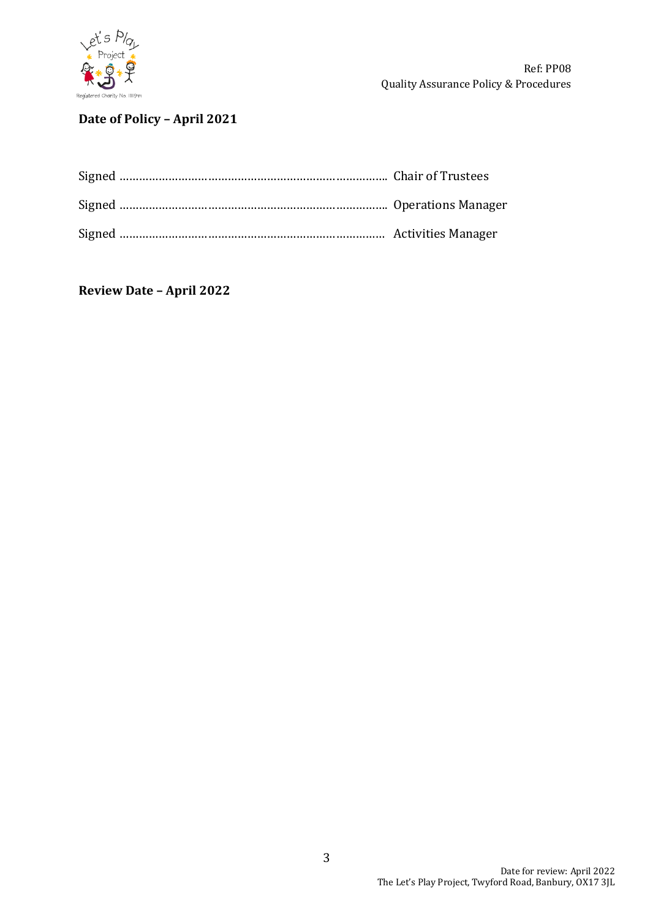**Date of Policy – April 2021**

Signed ……………………………………………………………………….. Chair of Trustees

Signed ……………………………………………………………………….. Operations Manager

Signed ………………………………………………………………………. Activities Manager

**Review Date – April 2022**